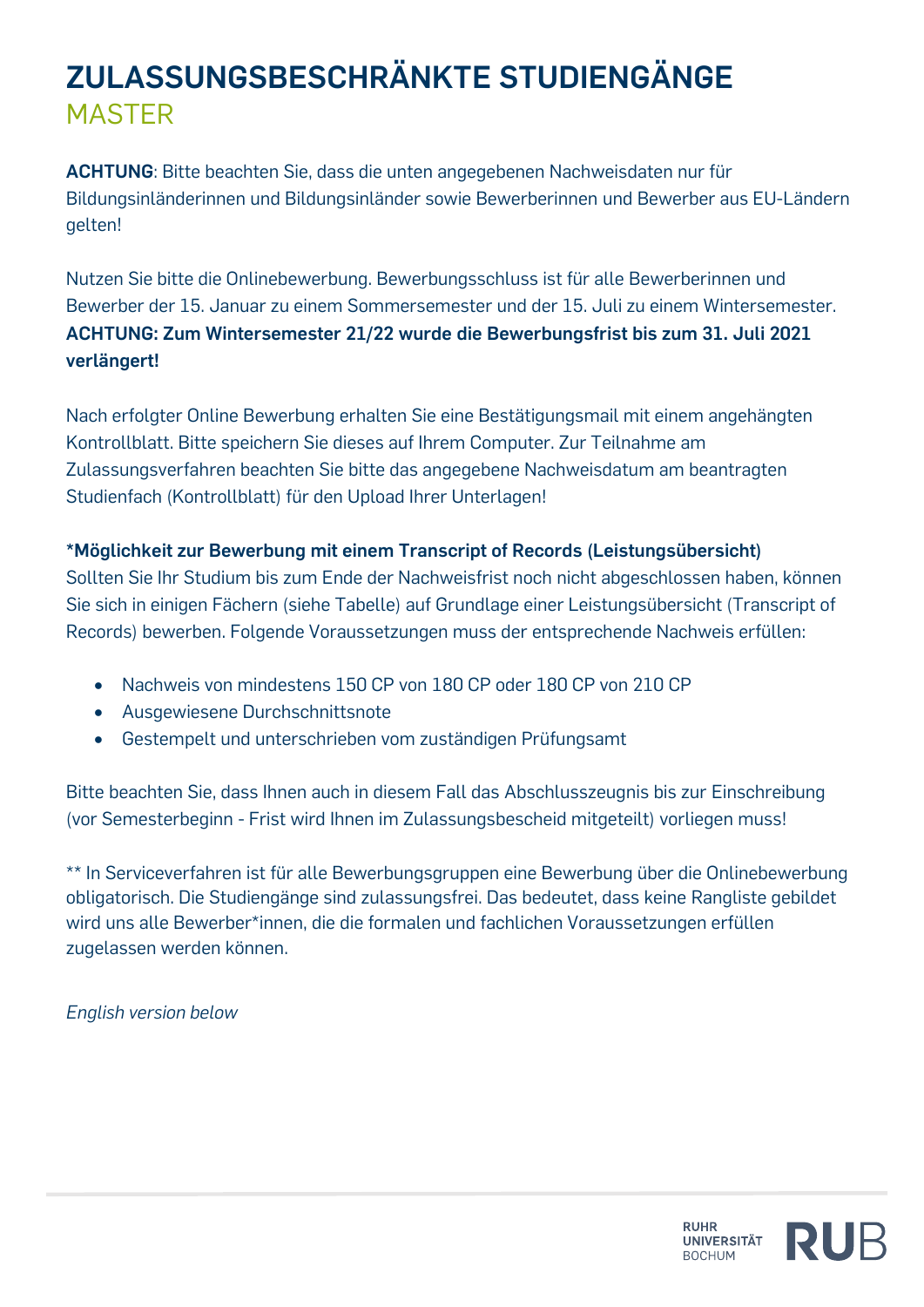# ZULASSUNGSBESCHRÄNKTE STUDIENGÄNGE

## MASTER

**ACHTUNG**: Bitte beachten Sie, dass die unten angegebenen Nachweisdaten nur für Bildungsinländerinnen und Bildungsinländer sowie Bewerberinnen und Bewerber aus EU-Ländern gelten!

Nutzen Sie bitte die Onlinebewerbung. Bewerbungsschluss ist für alle Bewerberinnen und Bewerber der 15. Januar zu einem Sommersemester und der 15. Juli zu einem Wintersemester. **ACHTUNG: Zum Wintersemester 21/22 wurde die Bewerbungsfrist bis zum 31. Juli 2021 verlängert!**

Nach erfolgter Online Bewerbung erhalten Sie eine Bestätigungsmail mit einem angehängten Kontrollblatt. Bitte speichern Sie dieses auf Ihrem Computer. Zur Teilnahme am Zulassungsverfahren beachten Sie bitte das angegebene Nachweisdatum am beantragten Studienfach (Kontrollblatt) für den Upload Ihrer Unterlagen!

**\*Möglichkeit zur Bewerbung mit einem Transcript of Records (Leistungsübersicht)**
Sollten Sie Ihr Studium bis zum Ende der Nachweisfrist noch nicht abgeschlossen haben, können Sie sich in einigen Fächern (siehe Tabelle) auf Grundlage einer Leistungsübersicht (Transcript of Records) bewerben. Folgende Voraussetzungen muss der entsprechende Nachweis erfüllen:

- Nachweis von mindestens 150 CP von 180 CP oder 180 CP von 210 CP
- Ausgewiesene Durchschnittsnote
- Gestempelt und unterschrieben vom zuständigen Prüfungsamt

Bitte beachten Sie, dass Ihnen auch in diesem Fall das Abschlusszeugnis bis zur Einschreibung (vor Semesterbeginn - Frist wird Ihnen im Zulassungsbescheid mitgeteilt) vorliegen muss!

\** In Serviceverfahren ist für alle Bewerbungsgruppen eine Bewerbung über die Onlinebewerbung obligatorisch. Die Studiengänge sind zulassungsfrei. Das bedeutet, dass keine Rangliste gebildet wird uns alle Bewerber*innen, die die formalen und fachlichen Voraussetzungen erfüllen zugelassen werden können.

*English version below*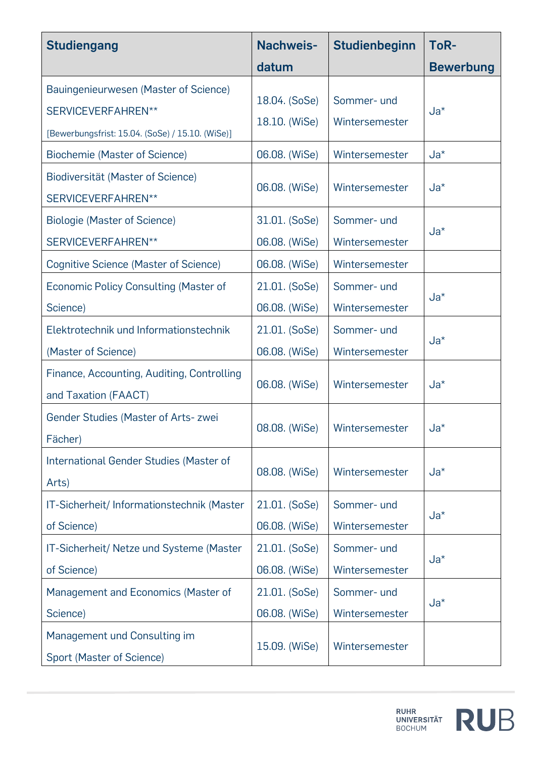| Studiengang | Nachweis-datum | Studienbeginn | ToR-Bewerbung |
|---|---|---|---|
| Bauingenieurwesen (Master of Science) SERVICEVERFAHREN** [Bewerbungsfrist: 15.04. (SoSe) / 15.10. (WiSe)] | 18.04. (SoSe) 18.10. (WiSe) | Sommer- und Wintersemester | Ja* |
| Biochemie (Master of Science) | 06.08. (WiSe) | Wintersemester | Ja* |
| Biodiversität (Master of Science) SERVICEVERFAHREN** | 06.08. (WiSe) | Wintersemester | Ja* |
| Biologie (Master of Science) SERVICEVERFAHREN** | 31.01. (SoSe) 06.08. (WiSe) | Sommer- und Wintersemester | Ja* |
| Cognitive Science (Master of Science) | 06.08. (WiSe) | Wintersemester | |
| Economic Policy Consulting (Master of Science) | 21.01. (SoSe) 06.08. (WiSe) | Sommer- und Wintersemester | Ja* |
| Elektrotechnik und Informationstechnik (Master of Science) | 21.01. (SoSe) 06.08. (WiSe) | Sommer- und Wintersemester | Ja* |
| Finance, Accounting, Auditing, Controlling and Taxation (FAACT) | 06.08. (WiSe) | Wintersemester | Ja* |
| Gender Studies (Master of Arts- zwei Fächer) | 08.08. (WiSe) | Wintersemester | Ja* |
| International Gender Studies (Master of Arts) | 08.08. (WiSe) | Wintersemester | Ja* |
| IT-Sicherheit/ Informationstechnik (Master of Science) | 21.01. (SoSe) 06.08. (WiSe) | Sommer- und Wintersemester | Ja* |
| IT-Sicherheit/ Netze und Systeme (Master of Science) | 21.01. (SoSe) 06.08. (WiSe) | Sommer- und Wintersemester | Ja* |
| Management and Economics (Master of Science) | 21.01. (SoSe) 06.08. (WiSe) | Sommer- und Wintersemester | Ja* |
| Management und Consulting im Sport (Master of Science) | 15.09. (WiSe) | Wintersemester | |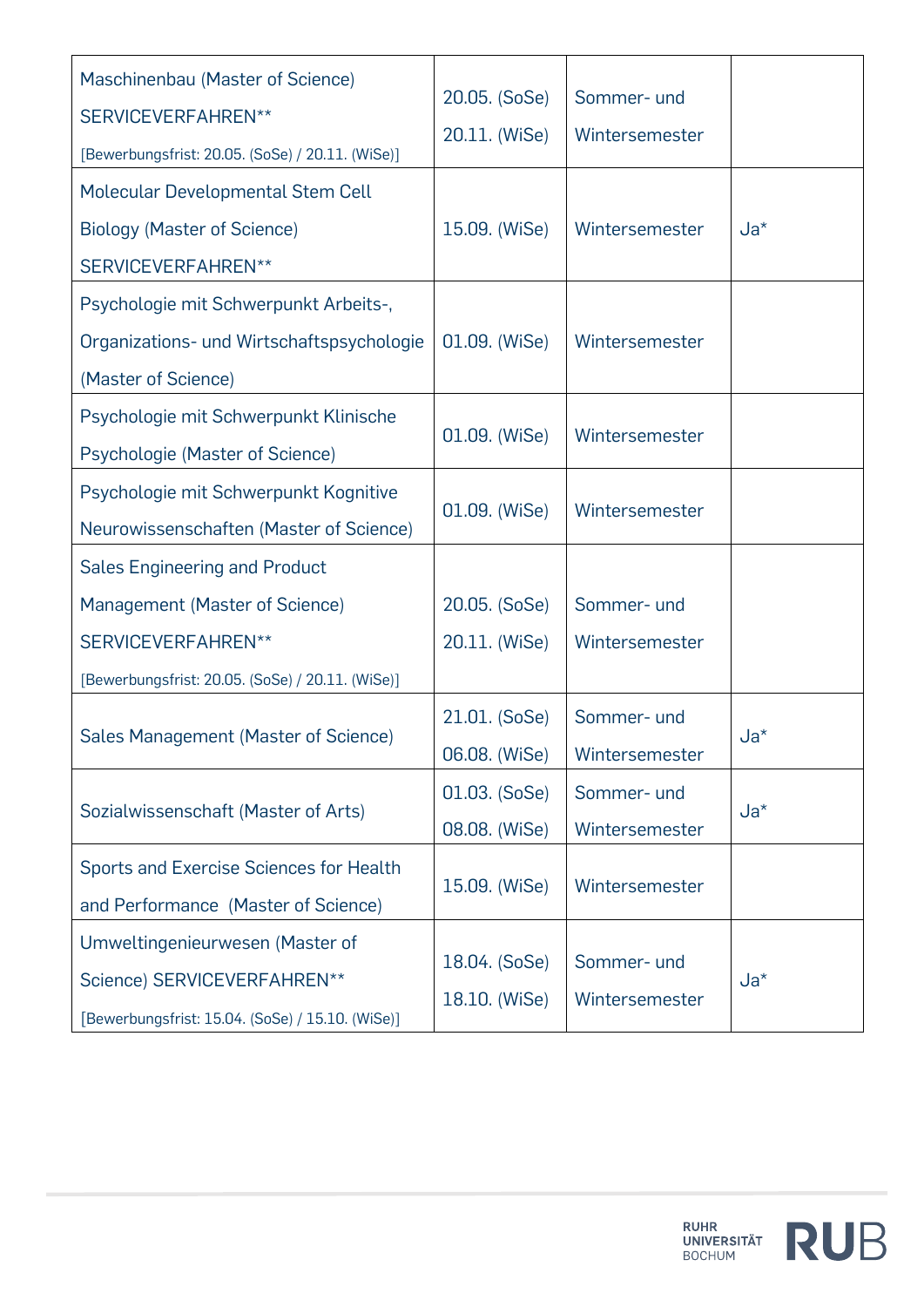| | | | |
|---|---|---|---|
| Maschinenbau (Master of Science) SERVICEVERFAHREN** [Bewerbungsfrist: 20.05. (SoSe) / 20.11. (WiSe)] | 20.05. (SoSe) 20.11. (WiSe) | Sommer- und Wintersemester | |
| Molecular Developmental Stem Cell Biology (Master of Science) SERVICEVERFAHREN** | 15.09. (WiSe) | Wintersemester | Ja* |
| Psychologie mit Schwerpunkt Arbeits-, Organizations- und Wirtschaftspsychologie (Master of Science) | 01.09. (WiSe) | Wintersemester | |
| Psychologie mit Schwerpunkt Klinische Psychologie (Master of Science) | 01.09. (WiSe) | Wintersemester | |
| Psychologie mit Schwerpunkt Kognitive Neurowissenschaften (Master of Science) | 01.09. (WiSe) | Wintersemester | |
| Sales Engineering and Product Management (Master of Science) SERVICEVERFAHREN** [Bewerbungsfrist: 20.05. (SoSe) / 20.11. (WiSe)] | 20.05. (SoSe) 20.11. (WiSe) | Sommer- und Wintersemester | |
| Sales Management (Master of Science) | 21.01. (SoSe) 06.08. (WiSe) | Sommer- und Wintersemester | Ja* |
| Sozialwissenschaft (Master of Arts) | 01.03. (SoSe) 08.08. (WiSe) | Sommer- und Wintersemester | Ja* |
| Sports and Exercise Sciences for Health and Performance (Master of Science) | 15.09. (WiSe) | Wintersemester | |
| Umweltingenieurwesen (Master of Science) SERVICEVERFAHREN** [Bewerbungsfrist: 15.04. (SoSe) / 15.10. (WiSe)] | 18.04. (SoSe) 18.10. (WiSe) | Sommer- und Wintersemester | Ja* |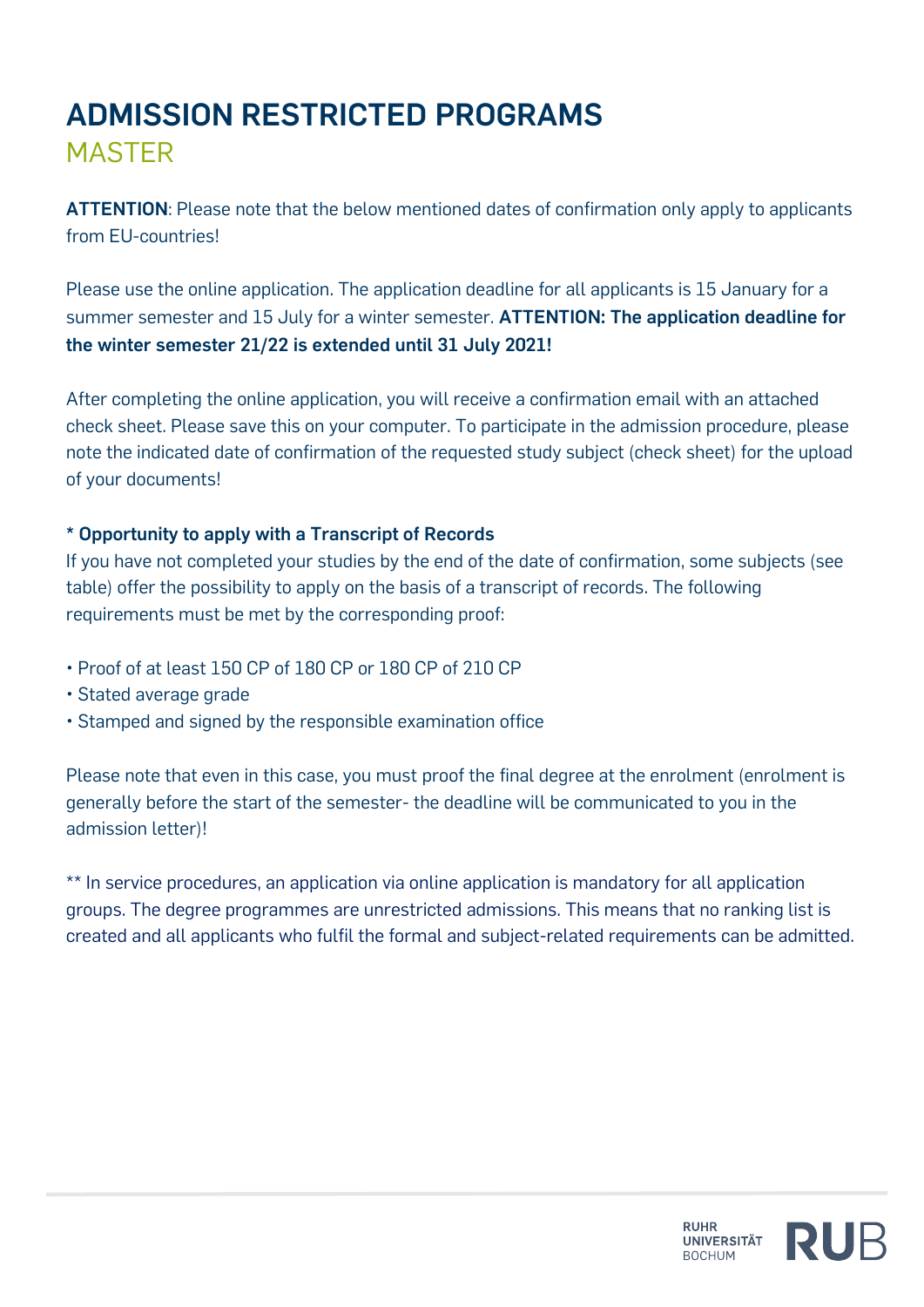# ADMISSION RESTRICTED PROGRAMS

## MASTER

**ATTENTION**: Please note that the below mentioned dates of confirmation only apply to applicants from EU-countries!

Please use the online application. The application deadline for all applicants is 15 January for a summer semester and 15 July for a winter semester. **ATTENTION: The application deadline for the winter semester 21/22 is extended until 31 July 2021!**

After completing the online application, you will receive a confirmation email with an attached check sheet. Please save this on your computer. To participate in the admission procedure, please note the indicated date of confirmation of the requested study subject (check sheet) for the upload of your documents!

**\* Opportunity to apply with a Transcript of Records**

If you have not completed your studies by the end of the date of confirmation, some subjects (see table) offer the possibility to apply on the basis of a transcript of records. The following requirements must be met by the corresponding proof:

- Proof of at least 150 CP of 180 CP or 180 CP of 210 CP
- Stated average grade
- Stamped and signed by the responsible examination office

Please note that even in this case, you must proof the final degree at the enrolment (enrolment is generally before the start of the semester- the deadline will be communicated to you in the admission letter)!

** In service procedures, an application via online application is mandatory for all application groups. The degree programmes are unrestricted admissions. This means that no ranking list is created and all applicants who fulfil the formal and subject-related requirements can be admitted.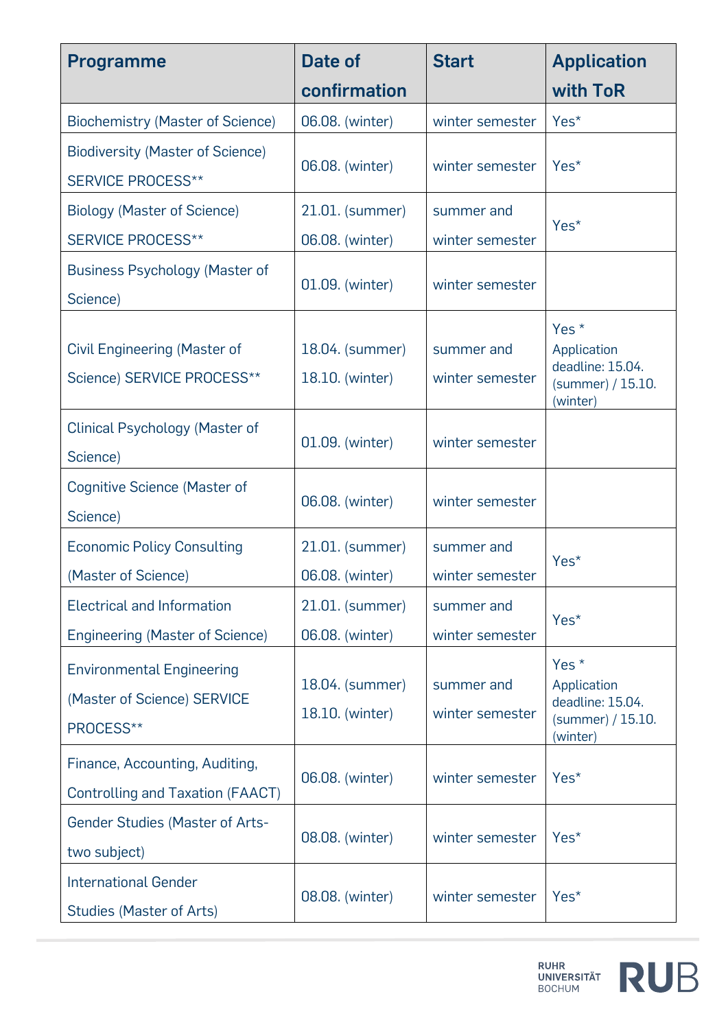| Programme | Date of confirmation | Start | Application with ToR |
|---|---|---|---|
| Biochemistry (Master of Science) | 06.08. (winter) | winter semester | Yes* |
| Biodiversity (Master of Science) SERVICE PROCESS** | 06.08. (winter) | winter semester | Yes* |
| Biology (Master of Science) SERVICE PROCESS** | 21.01. (summer) 06.08. (winter) | summer and winter semester | Yes* |
| Business Psychology (Master of Science) | 01.09. (winter) | winter semester | |
| Civil Engineering (Master of Science) SERVICE PROCESS** | 18.04. (summer) 18.10. (winter) | summer and winter semester | Yes * Application deadline: 15.04. (summer) / 15.10. (winter) |
| Clinical Psychology (Master of Science) | 01.09. (winter) | winter semester | |
| Cognitive Science (Master of Science) | 06.08. (winter) | winter semester | |
| Economic Policy Consulting (Master of Science) | 21.01. (summer) 06.08. (winter) | summer and winter semester | Yes* |
| Electrical and Information Engineering (Master of Science) | 21.01. (summer) 06.08. (winter) | summer and winter semester | Yes* |
| Environmental Engineering (Master of Science) SERVICE PROCESS** | 18.04. (summer) 18.10. (winter) | summer and winter semester | Yes * Application deadline: 15.04. (summer) / 15.10. (winter) |
| Finance, Accounting, Auditing, Controlling and Taxation (FAACT) | 06.08. (winter) | winter semester | Yes* |
| Gender Studies (Master of Arts-two subject) | 08.08. (winter) | winter semester | Yes* |
| International Gender Studies (Master of Arts) | 08.08. (winter) | winter semester | Yes* |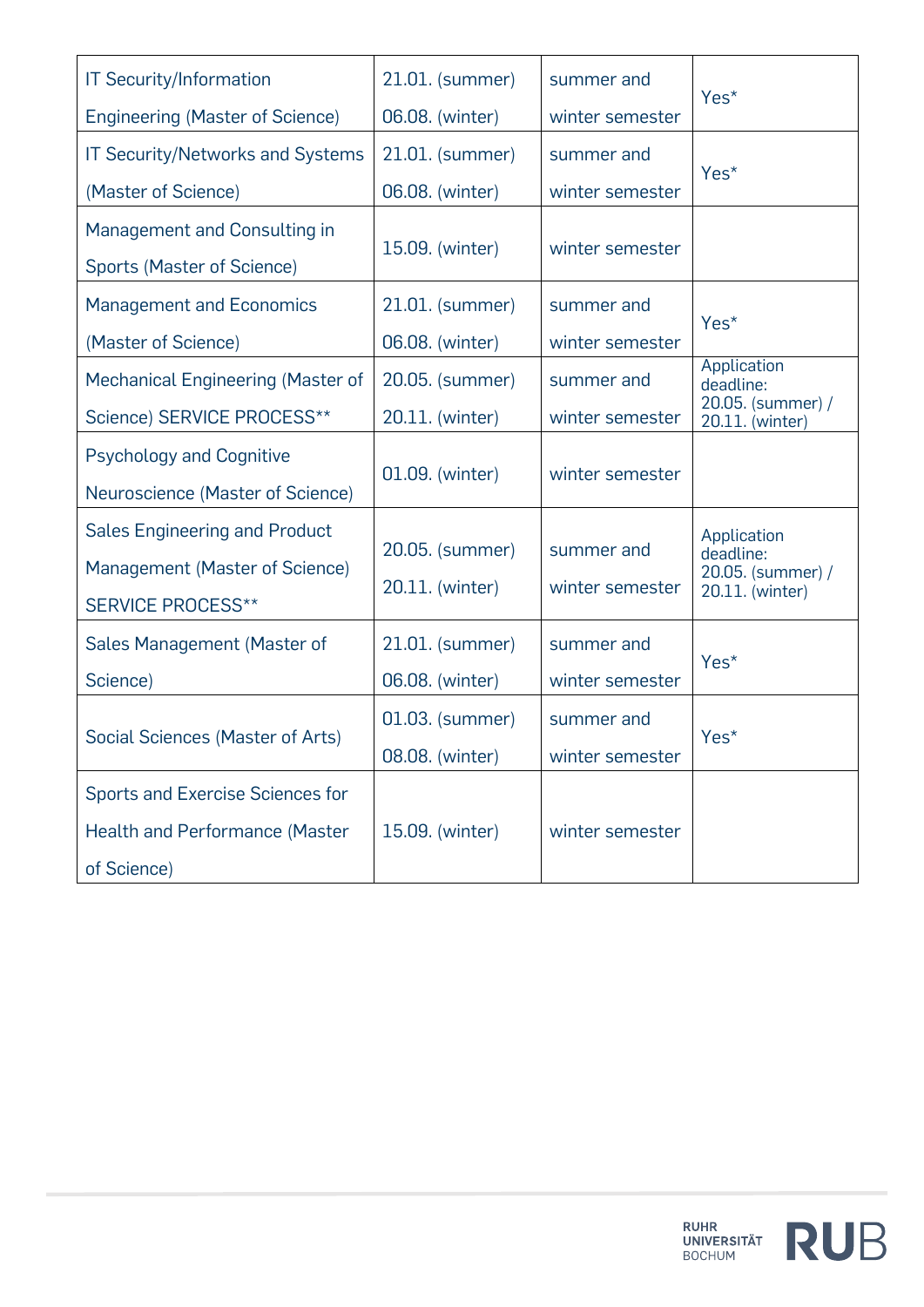| | | | |
|---|---|---|---|
| IT Security/Information Engineering (Master of Science) | 21.01. (summer) 06.08. (winter) | summer and winter semester | Yes* |
| IT Security/Networks and Systems (Master of Science) | 21.01. (summer) 06.08. (winter) | summer and winter semester | Yes* |
| Management and Consulting in Sports (Master of Science) | 15.09. (winter) | winter semester | |
| Management and Economics (Master of Science) | 21.01. (summer) 06.08. (winter) | summer and winter semester | Yes* |
| Mechanical Engineering (Master of Science) SERVICE PROCESS** | 20.05. (summer) 20.11. (winter) | summer and winter semester | Application deadline: 20.05. (summer) / 20.11. (winter) |
| Psychology and Cognitive Neuroscience (Master of Science) | 01.09. (winter) | winter semester | |
| Sales Engineering and Product Management (Master of Science) SERVICE PROCESS** | 20.05. (summer) 20.11. (winter) | summer and winter semester | Application deadline: 20.05. (summer) / 20.11. (winter) |
| Sales Management (Master of Science) | 21.01. (summer) 06.08. (winter) | summer and winter semester | Yes* |
| Social Sciences (Master of Arts) | 01.03. (summer) 08.08. (winter) | summer and winter semester | Yes* |
| Sports and Exercise Sciences for Health and Performance (Master of Science) | 15.09. (winter) | winter semester | |